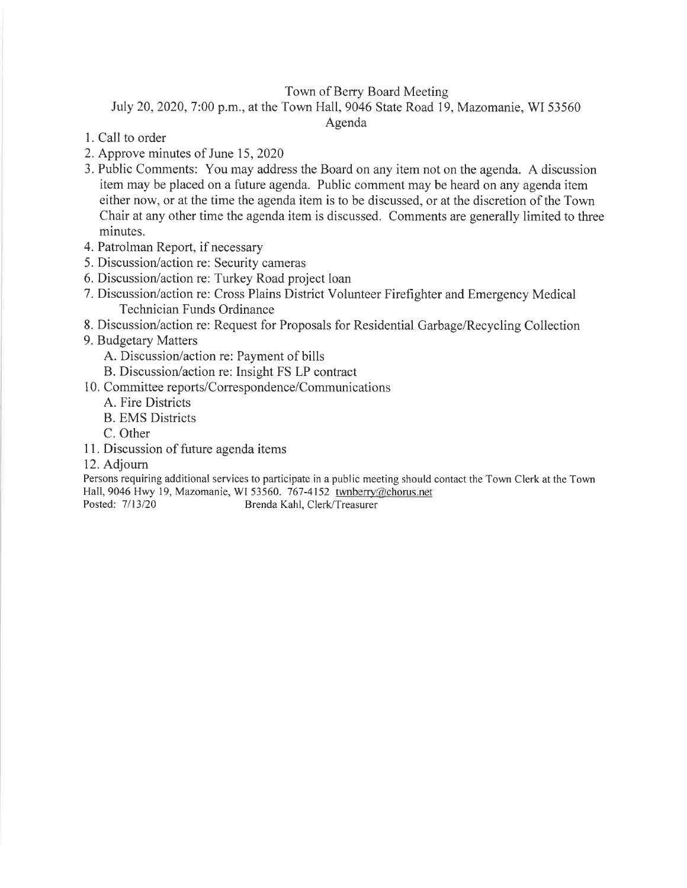# Town of Berry Board Meeting

July 20, 2020, 7:00 p.m., at the Town Hall, 9046 State Road 19, Mazomanie, WI 53560

## Agenda

1. Call to order
2. Approve minutes of June 15, 2020
3. Public Comments: You may address the Board on any item not on the agenda. A discussion item may be placed on a future agenda. Public comment may be heard on any agenda item either now, or at the time the agenda item is to be discussed, or at the discretion of the Town Chair at any other time the agenda item is discussed. Comments are generally limited to three minutes.
4. Patrolman Report, if necessary
5. Discussion/action re: Security cameras
6. Discussion/action re: Turkey Road project loan
7. Discussion/action re: Cross Plains District Volunteer Firefighter and Emergency Medical Technician Funds Ordinance
8. Discussion/action re: Request for Proposals for Residential Garbage/Recycling Collection
9. Budgetary Matters
   - A. Discussion/action re: Payment of bills
   - B. Discussion/action re: Insight FS LP contract
10. Committee reports/Correspondence/Communications
    - A. Fire Districts
    - B. EMS Districts
    - C. Other
11. Discussion of future agenda items
12. Adjourn

Persons requiring additional services to participate in a public meeting should contact the Town Clerk at the Town Hall, 9046 Hwy 19, Mazomanie, WI 53560. 767-4152 twnberry@chorus.net

Posted: 7/13/20 Brenda Kahl, Clerk/Treasurer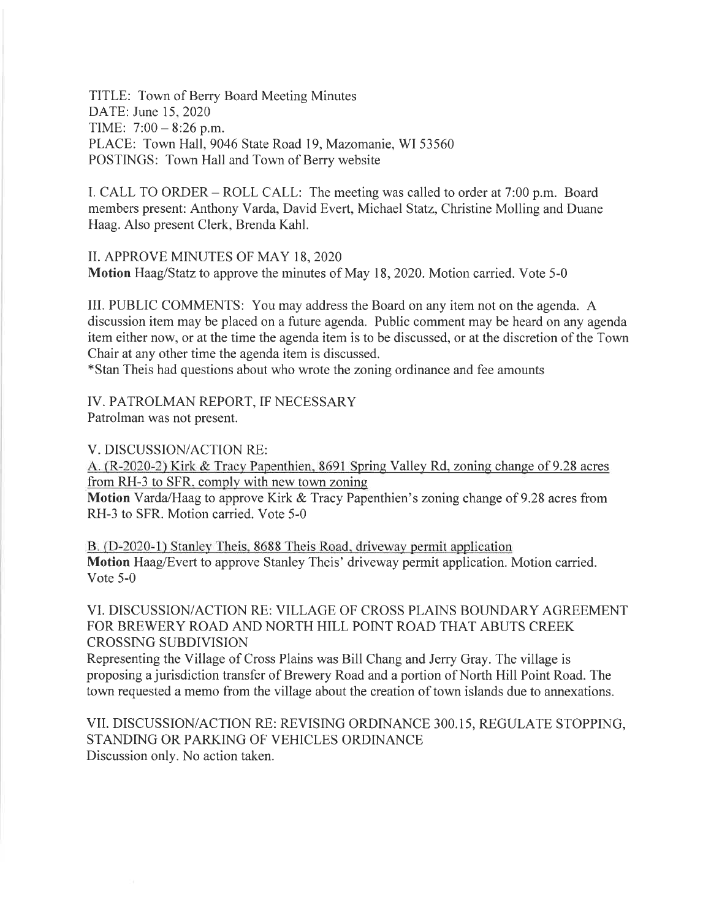TITLE: Town of Berry Board Meeting Minutes
DATE: June 15, 2020
TIME: 7:00 – 8:26 p.m.
PLACE: Town Hall, 9046 State Road 19, Mazomanie, WI 53560
POSTINGS: Town Hall and Town of Berry website

I. CALL TO ORDER – ROLL CALL: The meeting was called to order at 7:00 p.m. Board members present: Anthony Varda, David Evert, Michael Statz, Christine Molling and Duane Haag. Also present Clerk, Brenda Kahl.

II. APPROVE MINUTES OF MAY 18, 2020
**Motion** Haag/Statz to approve the minutes of May 18, 2020. Motion carried. Vote 5-0

III. PUBLIC COMMENTS: You may address the Board on any item not on the agenda. A discussion item may be placed on a future agenda. Public comment may be heard on any agenda item either now, or at the time the agenda item is to be discussed, or at the discretion of the Town Chair at any other time the agenda item is discussed.
*Stan Theis had questions about who wrote the zoning ordinance and fee amounts

IV. PATROLMAN REPORT, IF NECESSARY
Patrolman was not present.

V. DISCUSSION/ACTION RE:

A. (R-2020-2) Kirk & Tracy Papenthien, 8691 Spring Valley Rd, zoning change of 9.28 acres from RH-3 to SFR, comply with new town zoning
**Motion** Varda/Haag to approve Kirk & Tracy Papenthien's zoning change of 9.28 acres from RH-3 to SFR. Motion carried. Vote 5-0

B. (D-2020-1) Stanley Theis, 8688 Theis Road, driveway permit application
**Motion** Haag/Evert to approve Stanley Theis' driveway permit application. Motion carried. Vote 5-0

VI. DISCUSSION/ACTION RE: VILLAGE OF CROSS PLAINS BOUNDARY AGREEMENT FOR BREWERY ROAD AND NORTH HILL POINT ROAD THAT ABUTS CREEK CROSSING SUBDIVISION
Representing the Village of Cross Plains was Bill Chang and Jerry Gray. The village is proposing a jurisdiction transfer of Brewery Road and a portion of North Hill Point Road. The town requested a memo from the village about the creation of town islands due to annexations.

VII. DISCUSSION/ACTION RE: REVISING ORDINANCE 300.15, REGULATE STOPPING, STANDING OR PARKING OF VEHICLES ORDINANCE
Discussion only. No action taken.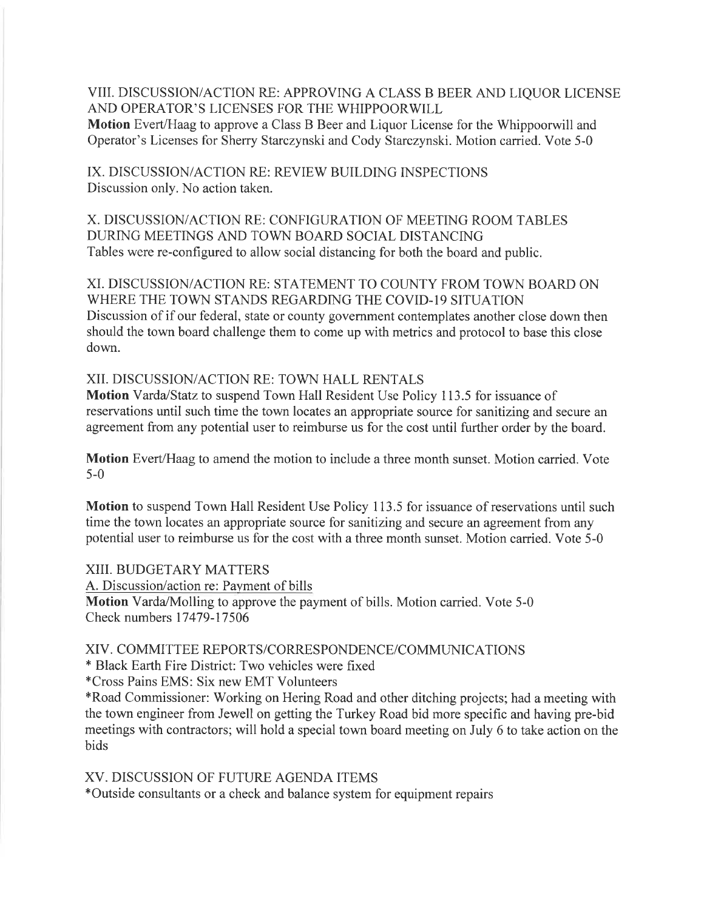## VIII. DISCUSSION/ACTION RE: APPROVING A CLASS B BEER AND LIQUOR LICENSE AND OPERATOR'S LICENSES FOR THE WHIPPOORWILL

**Motion** Evert/Haag to approve a Class B Beer and Liquor License for the Whippoorwill and Operator's Licenses for Sherry Starczynski and Cody Starczynski. Motion carried. Vote 5-0

## IX. DISCUSSION/ACTION RE: REVIEW BUILDING INSPECTIONS

Discussion only. No action taken.

## X. DISCUSSION/ACTION RE: CONFIGURATION OF MEETING ROOM TABLES DURING MEETINGS AND TOWN BOARD SOCIAL DISTANCING

Tables were re-configured to allow social distancing for both the board and public.

## XI. DISCUSSION/ACTION RE: STATEMENT TO COUNTY FROM TOWN BOARD ON WHERE THE TOWN STANDS REGARDING THE COVID-19 SITUATION

Discussion of if our federal, state or county government contemplates another close down then should the town board challenge them to come up with metrics and protocol to base this close down.

## XII. DISCUSSION/ACTION RE: TOWN HALL RENTALS

**Motion** Varda/Statz to suspend Town Hall Resident Use Policy 113.5 for issuance of reservations until such time the town locates an appropriate source for sanitizing and secure an agreement from any potential user to reimburse us for the cost until further order by the board.

**Motion** Evert/Haag to amend the motion to include a three month sunset. Motion carried. Vote 5-0

**Motion** to suspend Town Hall Resident Use Policy 113.5 for issuance of reservations until such time the town locates an appropriate source for sanitizing and secure an agreement from any potential user to reimburse us for the cost with a three month sunset. Motion carried. Vote 5-0

## XIII. BUDGETARY MATTERS

A. Discussion/action re: Payment of bills

**Motion** Varda/Molling to approve the payment of bills. Motion carried. Vote 5-0
Check numbers 17479-17506

## XIV. COMMITTEE REPORTS/CORRESPONDENCE/COMMUNICATIONS

* Black Earth Fire District: Two vehicles were fixed
* Cross Pains EMS: Six new EMT Volunteers
* Road Commissioner: Working on Hering Road and other ditching projects; had a meeting with the town engineer from Jewell on getting the Turkey Road bid more specific and having pre-bid meetings with contractors; will hold a special town board meeting on July 6 to take action on the bids

## XV. DISCUSSION OF FUTURE AGENDA ITEMS

* Outside consultants or a check and balance system for equipment repairs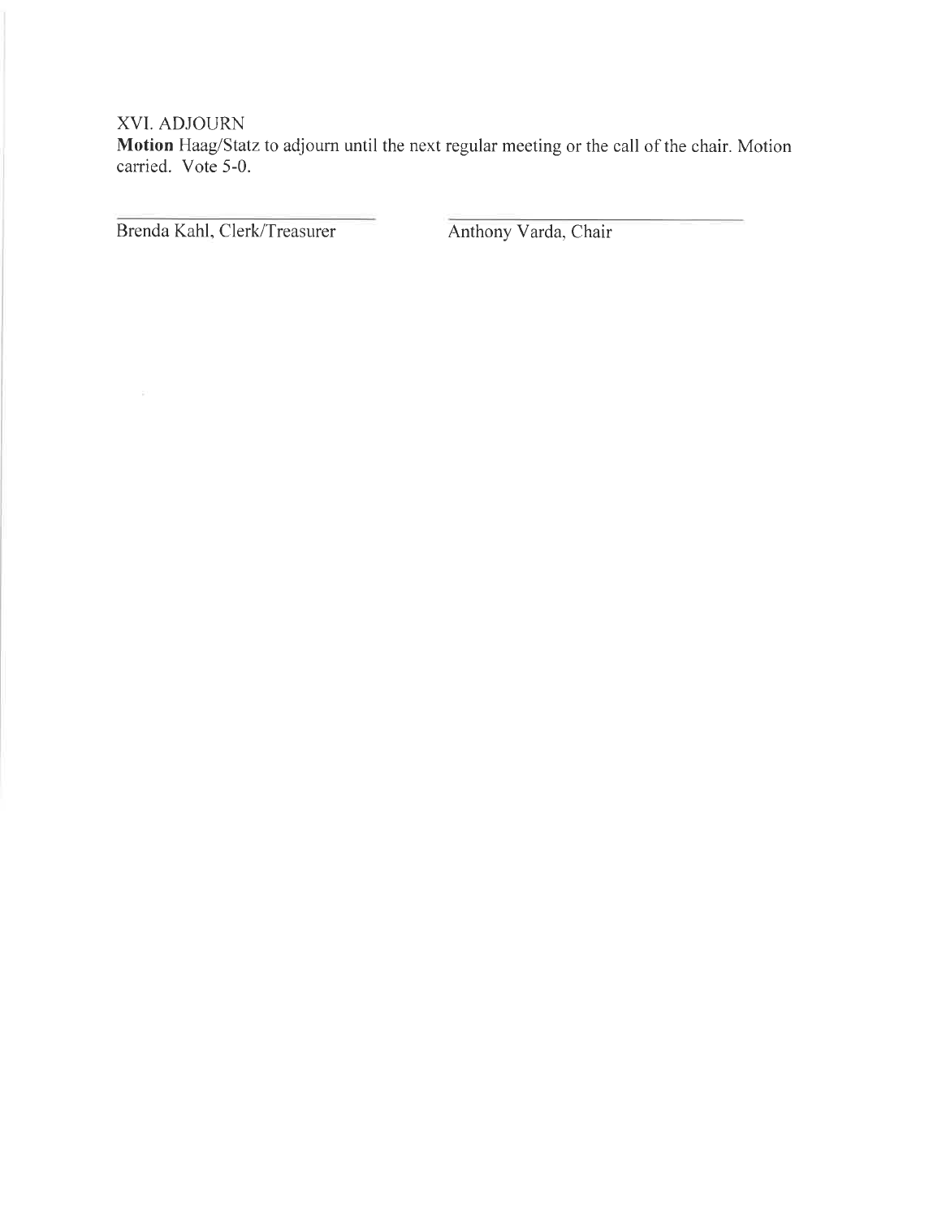XVI. ADJOURN

**Motion** Haag/Statz to adjourn until the next regular meeting or the call of the chair. Motion carried. Vote 5-0.

Brenda Kahl, Clerk/Treasurer

Anthony Varda, Chair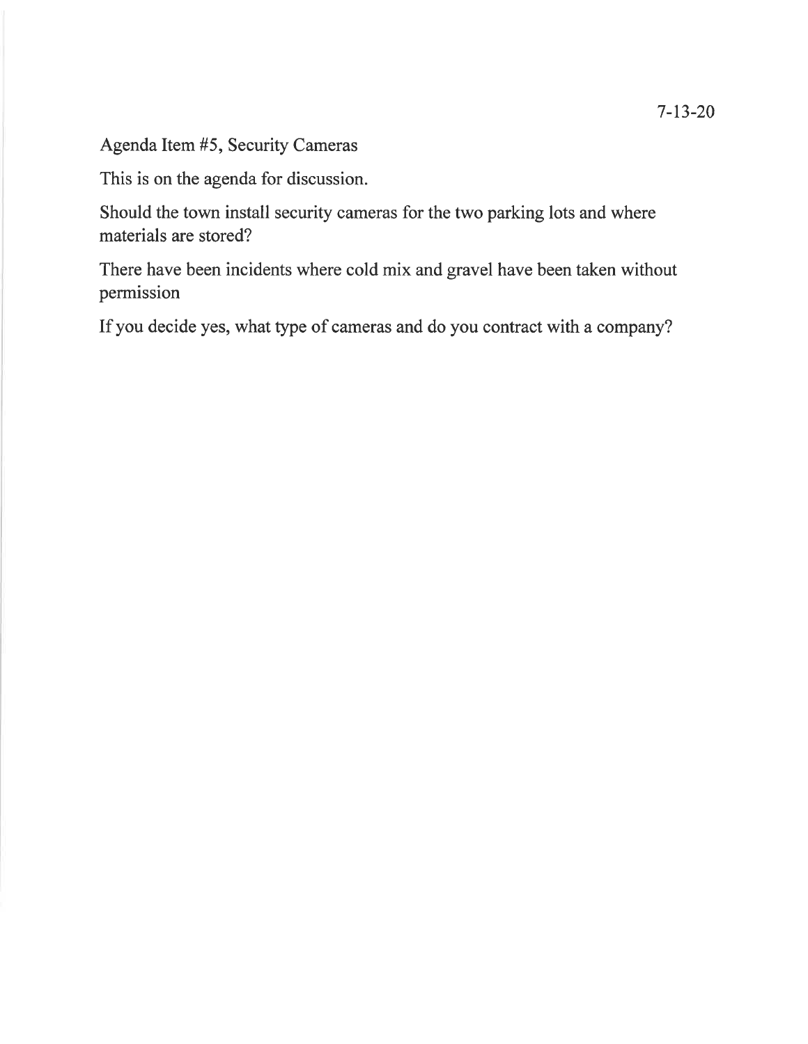7-13-20

Agenda Item #5, Security Cameras

This is on the agenda for discussion.

Should the town install security cameras for the two parking lots and where materials are stored?

There have been incidents where cold mix and gravel have been taken without permission

If you decide yes, what type of cameras and do you contract with a company?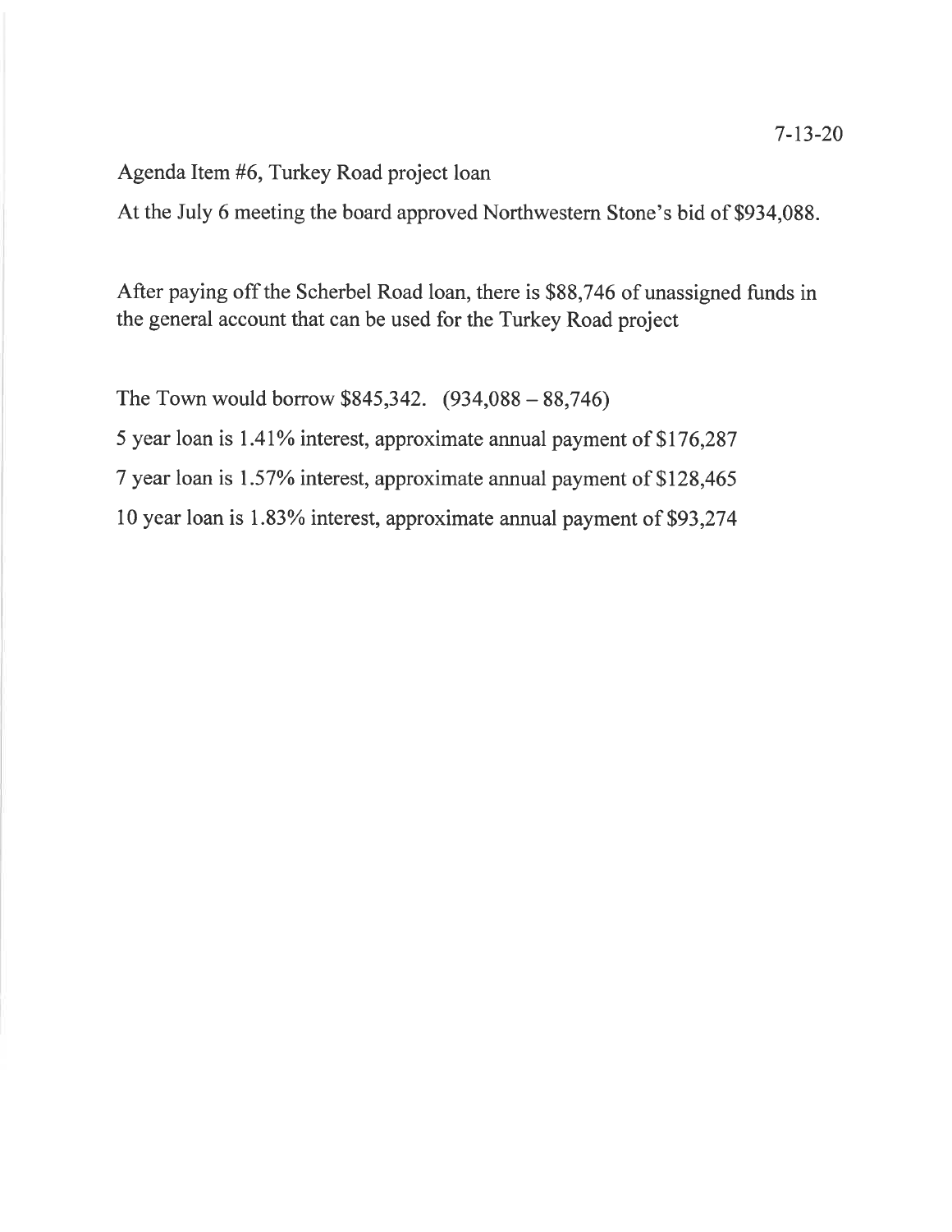7-13-20

Agenda Item #6, Turkey Road project loan

At the July 6 meeting the board approved Northwestern Stone's bid of $934,088.

After paying off the Scherbel Road loan, there is $88,746 of unassigned funds in the general account that can be used for the Turkey Road project

The Town would borrow $845,342. (934,088 – 88,746)

5 year loan is 1.41% interest, approximate annual payment of $176,287

7 year loan is 1.57% interest, approximate annual payment of $128,465

10 year loan is 1.83% interest, approximate annual payment of $93,274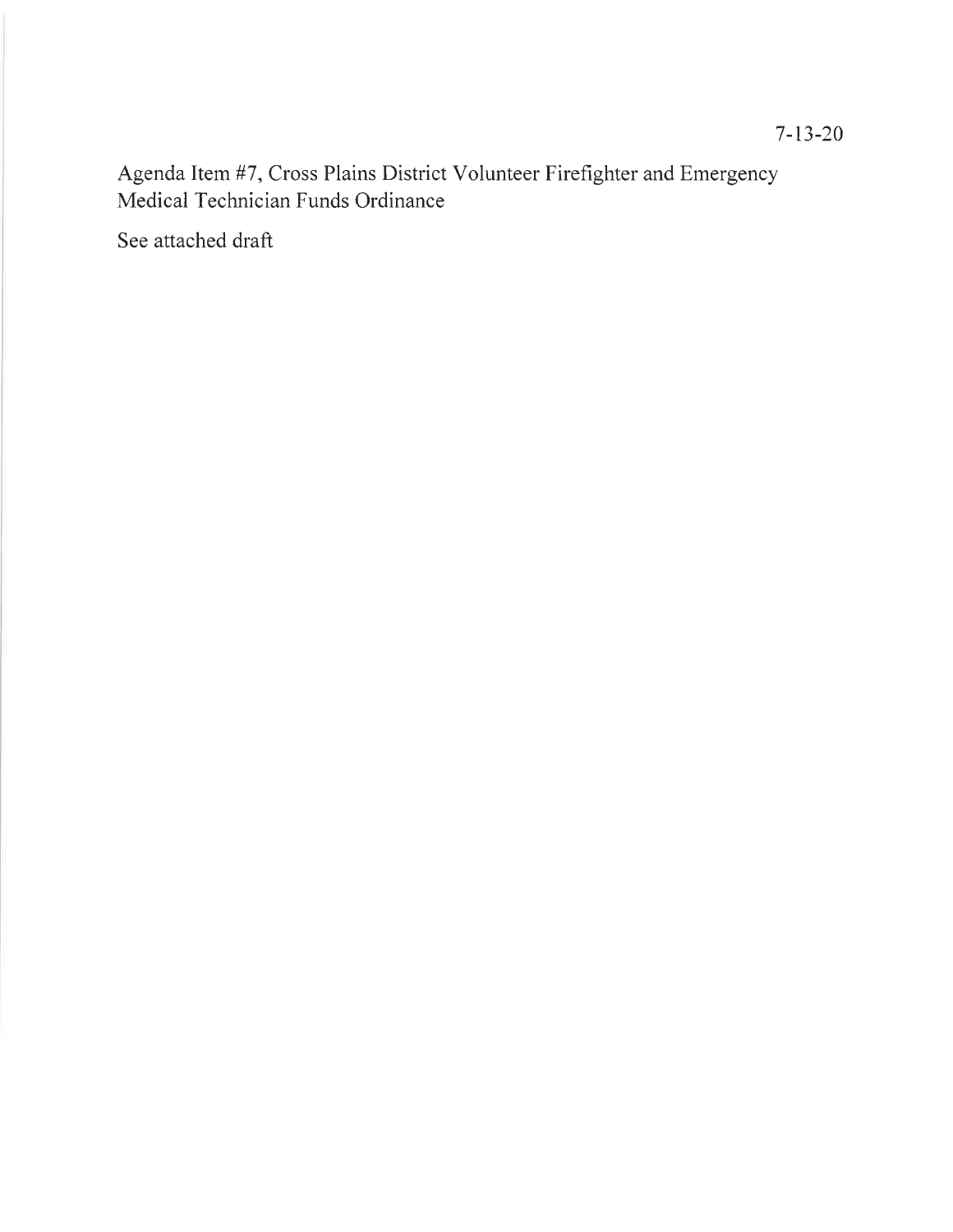7-13-20

Agenda Item #7, Cross Plains District Volunteer Firefighter and Emergency Medical Technician Funds Ordinance

See attached draft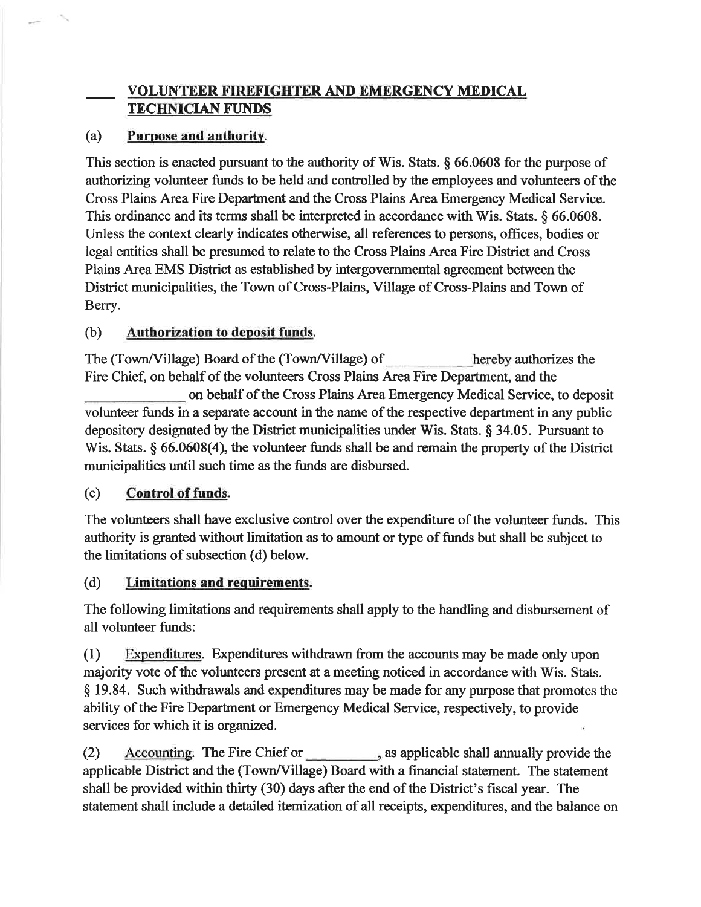## ____ **VOLUNTEER FIREFIGHTER AND EMERGENCY MEDICAL TECHNICIAN FUNDS**

(a) **Purpose and authority.**

This section is enacted pursuant to the authority of Wis. Stats. § 66.0608 for the purpose of authorizing volunteer funds to be held and controlled by the employees and volunteers of the Cross Plains Area Fire Department and the Cross Plains Area Emergency Medical Service. This ordinance and its terms shall be interpreted in accordance with Wis. Stats. § 66.0608. Unless the context clearly indicates otherwise, all references to persons, offices, bodies or legal entities shall be presumed to relate to the Cross Plains Area Fire District and Cross Plains Area EMS District as established by intergovernmental agreement between the District municipalities, the Town of Cross-Plains, Village of Cross-Plains and Town of Berry.

(b) **Authorization to deposit funds.**

The (Town/Village) Board of the (Town/Village) of ___________ hereby authorizes the Fire Chief, on behalf of the volunteers Cross Plains Area Fire Department, and the ______________ on behalf of the Cross Plains Area Emergency Medical Service, to deposit volunteer funds in a separate account in the name of the respective department in any public depository designated by the District municipalities under Wis. Stats. § 34.05. Pursuant to Wis. Stats. § 66.0608(4), the volunteer funds shall be and remain the property of the District municipalities until such time as the funds are disbursed.

(c) **Control of funds.**

The volunteers shall have exclusive control over the expenditure of the volunteer funds. This authority is granted without limitation as to amount or type of funds but shall be subject to the limitations of subsection (d) below.

(d) **Limitations and requirements.**

The following limitations and requirements shall apply to the handling and disbursement of all volunteer funds:

(1) Expenditures. Expenditures withdrawn from the accounts may be made only upon majority vote of the volunteers present at a meeting noticed in accordance with Wis. Stats. § 19.84. Such withdrawals and expenditures may be made for any purpose that promotes the ability of the Fire Department or Emergency Medical Service, respectively, to provide services for which it is organized.

(2) Accounting. The Fire Chief or __________, as applicable shall annually provide the applicable District and the (Town/Village) Board with a financial statement. The statement shall be provided within thirty (30) days after the end of the District's fiscal year. The statement shall include a detailed itemization of all receipts, expenditures, and the balance on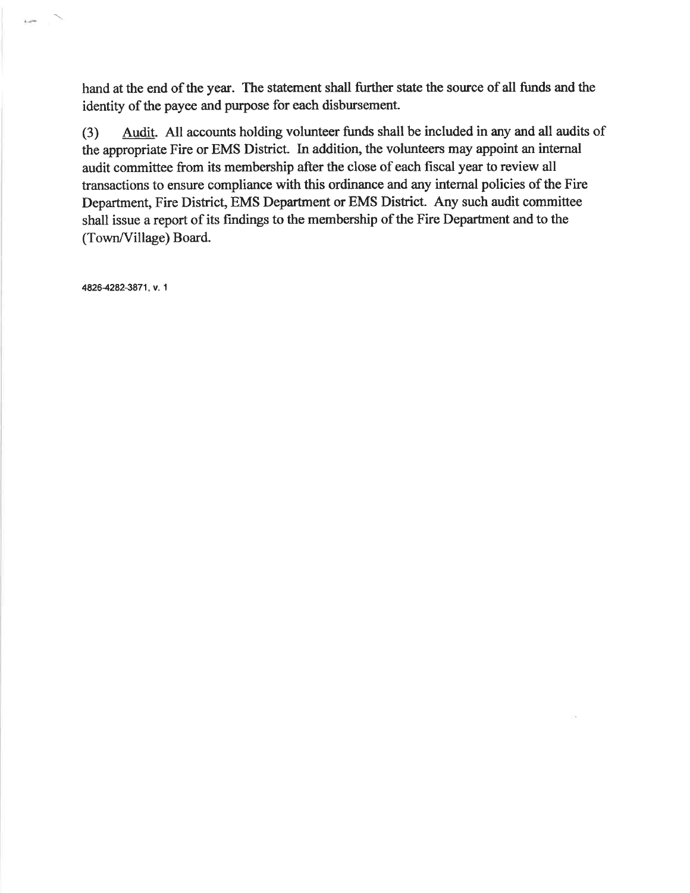hand at the end of the year. The statement shall further state the source of all funds and the identity of the payee and purpose for each disbursement.

(3) Audit. All accounts holding volunteer funds shall be included in any and all audits of the appropriate Fire or EMS District. In addition, the volunteers may appoint an internal audit committee from its membership after the close of each fiscal year to review all transactions to ensure compliance with this ordinance and any internal policies of the Fire Department, Fire District, EMS Department or EMS District. Any such audit committee shall issue a report of its findings to the membership of the Fire Department and to the (Town/Village) Board.

4826-4282-3871, v. 1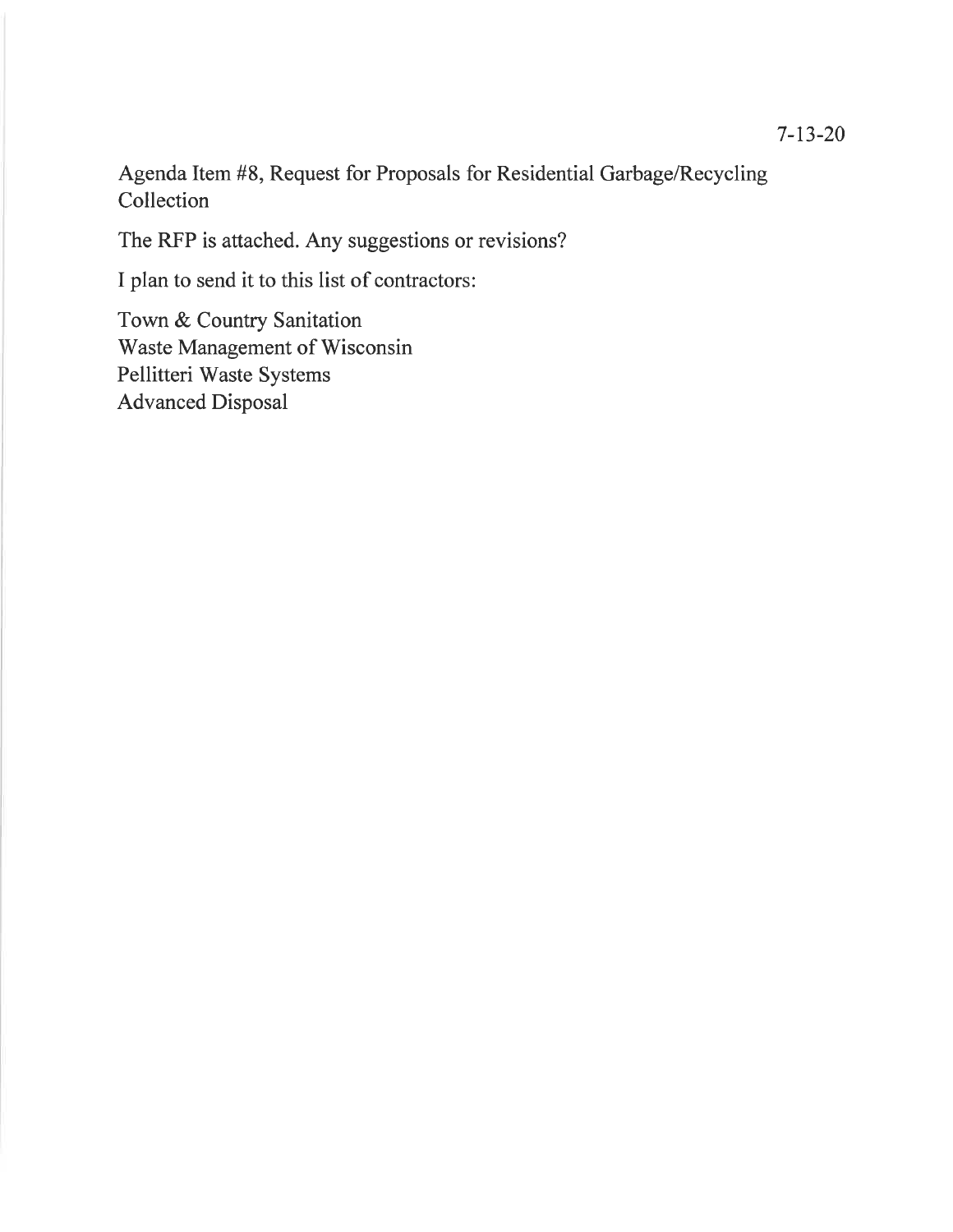7-13-20

Agenda Item #8, Request for Proposals for Residential Garbage/Recycling Collection

The RFP is attached. Any suggestions or revisions?

I plan to send it to this list of contractors:

Town & Country Sanitation
Waste Management of Wisconsin
Pellitteri Waste Systems
Advanced Disposal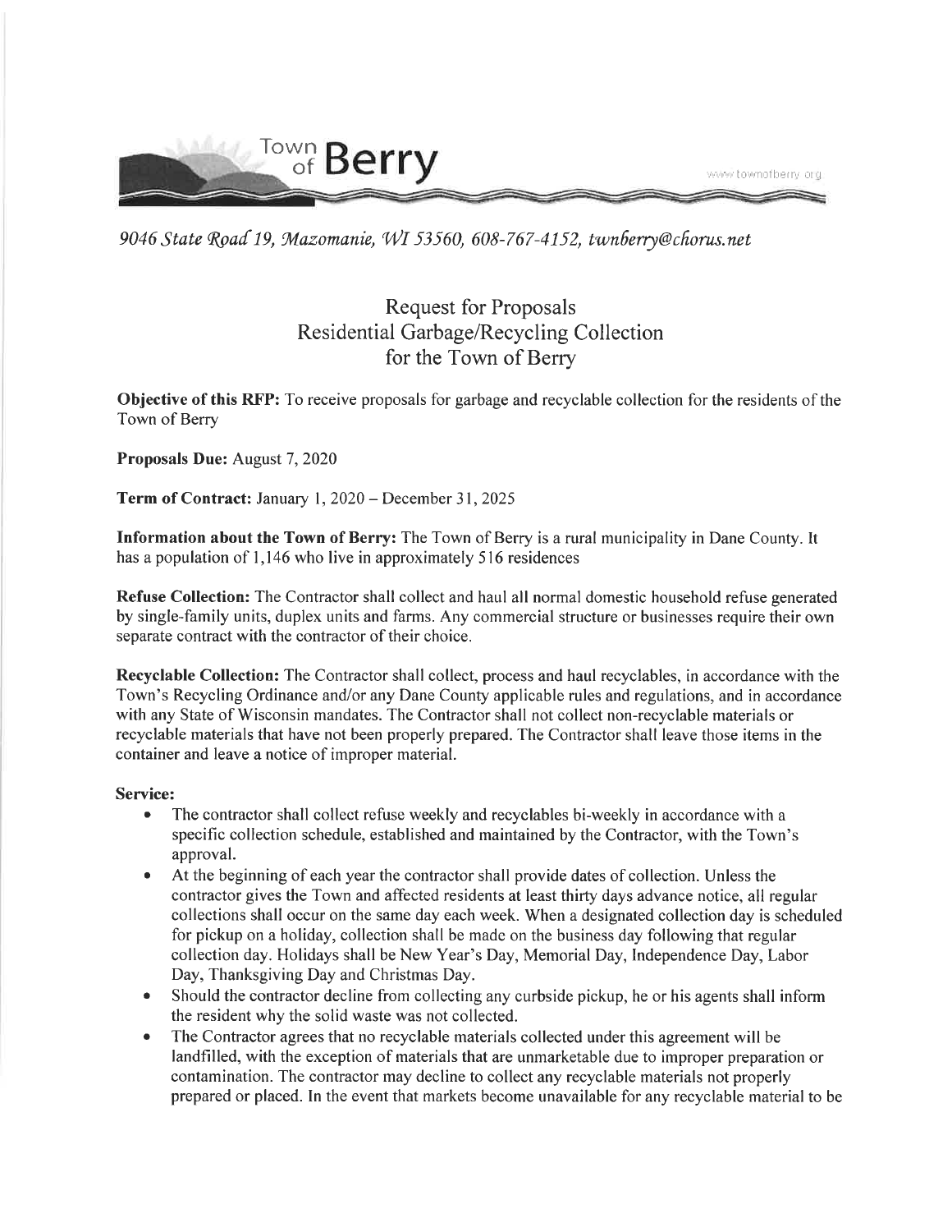Town of Berry

www.townofberry.org

*9046 State Road 19, Mazomanie, WI 53560, 608-767-4152, twnberry@chorus.net*

# Request for Proposals
# Residential Garbage/Recycling Collection
# for the Town of Berry

**Objective of this RFP:** To receive proposals for garbage and recyclable collection for the residents of the Town of Berry

**Proposals Due:** August 7, 2020

**Term of Contract:** January 1, 2020 – December 31, 2025

**Information about the Town of Berry:** The Town of Berry is a rural municipality in Dane County. It has a population of 1,146 who live in approximately 516 residences

**Refuse Collection:** The Contractor shall collect and haul all normal domestic household refuse generated by single-family units, duplex units and farms. Any commercial structure or businesses require their own separate contract with the contractor of their choice.

**Recyclable Collection:** The Contractor shall collect, process and haul recyclables, in accordance with the Town's Recycling Ordinance and/or any Dane County applicable rules and regulations, and in accordance with any State of Wisconsin mandates. The Contractor shall not collect non-recyclable materials or recyclable materials that have not been properly prepared. The Contractor shall leave those items in the container and leave a notice of improper material.

**Service:**

- The contractor shall collect refuse weekly and recyclables bi-weekly in accordance with a specific collection schedule, established and maintained by the Contractor, with the Town's approval.
- At the beginning of each year the contractor shall provide dates of collection. Unless the contractor gives the Town and affected residents at least thirty days advance notice, all regular collections shall occur on the same day each week. When a designated collection day is scheduled for pickup on a holiday, collection shall be made on the business day following that regular collection day. Holidays shall be New Year's Day, Memorial Day, Independence Day, Labor Day, Thanksgiving Day and Christmas Day.
- Should the contractor decline from collecting any curbside pickup, he or his agents shall inform the resident why the solid waste was not collected.
- The Contractor agrees that no recyclable materials collected under this agreement will be landfilled, with the exception of materials that are unmarketable due to improper preparation or contamination. The contractor may decline to collect any recyclable materials not properly prepared or placed. In the event that markets become unavailable for any recyclable material to be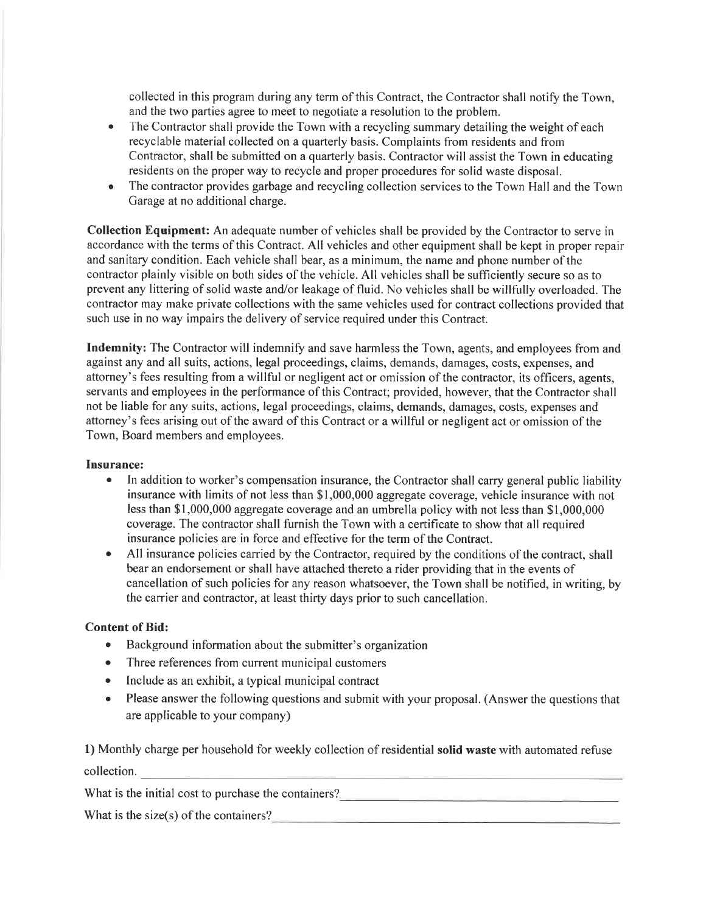collected in this program during any term of this Contract, the Contractor shall notify the Town, and the two parties agree to meet to negotiate a resolution to the problem.

- The Contractor shall provide the Town with a recycling summary detailing the weight of each recyclable material collected on a quarterly basis. Complaints from residents and from Contractor, shall be submitted on a quarterly basis. Contractor will assist the Town in educating residents on the proper way to recycle and proper procedures for solid waste disposal.
- The contractor provides garbage and recycling collection services to the Town Hall and the Town Garage at no additional charge.

**Collection Equipment:** An adequate number of vehicles shall be provided by the Contractor to serve in accordance with the terms of this Contract. All vehicles and other equipment shall be kept in proper repair and sanitary condition. Each vehicle shall bear, as a minimum, the name and phone number of the contractor plainly visible on both sides of the vehicle. All vehicles shall be sufficiently secure so as to prevent any littering of solid waste and/or leakage of fluid. No vehicles shall be willfully overloaded. The contractor may make private collections with the same vehicles used for contract collections provided that such use in no way impairs the delivery of service required under this Contract.

**Indemnity:** The Contractor will indemnify and save harmless the Town, agents, and employees from and against any and all suits, actions, legal proceedings, claims, demands, damages, costs, expenses, and attorney's fees resulting from a willful or negligent act or omission of the contractor, its officers, agents, servants and employees in the performance of this Contract; provided, however, that the Contractor shall not be liable for any suits, actions, legal proceedings, claims, demands, damages, costs, expenses and attorney's fees arising out of the award of this Contract or a willful or negligent act or omission of the Town, Board members and employees.

**Insurance:**

- In addition to worker's compensation insurance, the Contractor shall carry general public liability insurance with limits of not less than $1,000,000 aggregate coverage, vehicle insurance with not less than $1,000,000 aggregate coverage and an umbrella policy with not less than $1,000,000 coverage. The contractor shall furnish the Town with a certificate to show that all required insurance policies are in force and effective for the term of the Contract.
- All insurance policies carried by the Contractor, required by the conditions of the contract, shall bear an endorsement or shall have attached thereto a rider providing that in the events of cancellation of such policies for any reason whatsoever, the Town shall be notified, in writing, by the carrier and contractor, at least thirty days prior to such cancellation.

**Content of Bid:**

- Background information about the submitter's organization
- Three references from current municipal customers
- Include as an exhibit, a typical municipal contract
- Please answer the following questions and submit with your proposal. (Answer the questions that are applicable to your company)

**1)** Monthly charge per household for weekly collection of residential **solid waste** with automated refuse collection. ______________________________

What is the initial cost to purchase the containers? ______________________________

What is the size(s) of the containers? ______________________________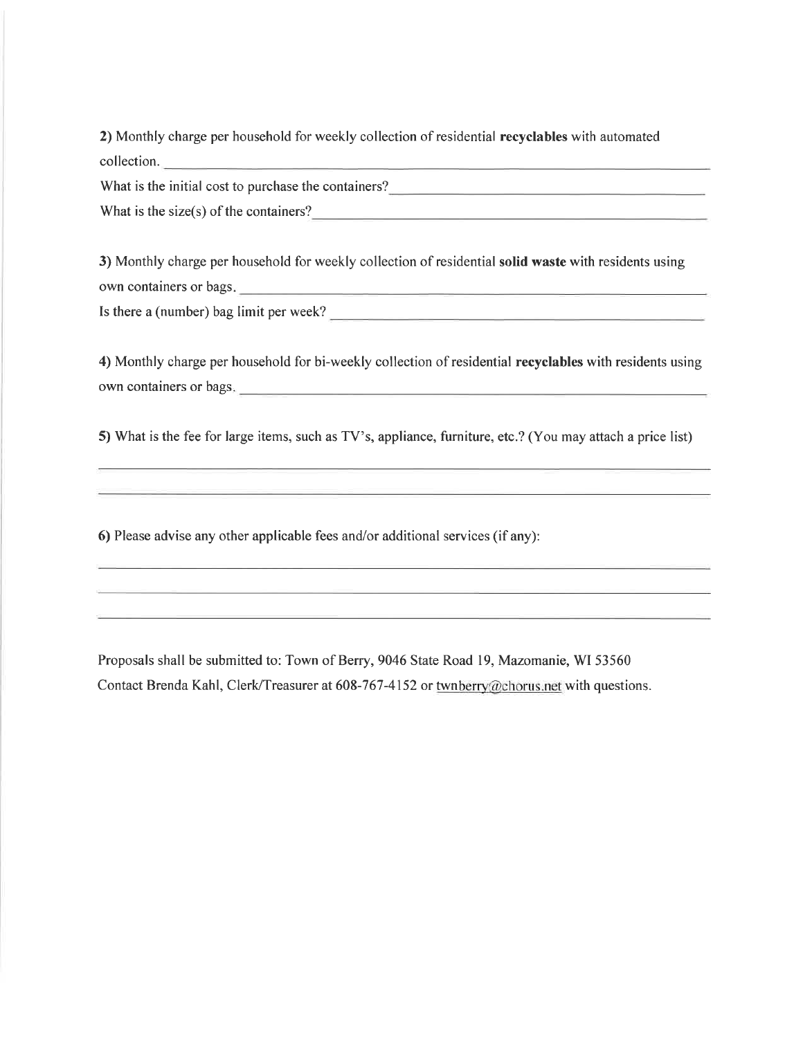**2)** Monthly charge per household for weekly collection of residential **recyclables** with automated collection. ______________________________________________

What is the initial cost to purchase the containers? ______________________________

What is the size(s) of the containers? ______________________________________

**3)** Monthly charge per household for weekly collection of residential **solid waste** with residents using own containers or bags. ______________________________________________

Is there a (number) bag limit per week? ______________________________________

**4)** Monthly charge per household for bi-weekly collection of residential **recyclables** with residents using own containers or bags. ______________________________________________

**5)** What is the fee for large items, such as TV's, appliance, furniture, etc.? (You may attach a price list)

______________________________________________

______________________________________________

**6)** Please advise any other applicable fees and/or additional services (if any):

______________________________________________

______________________________________________

______________________________________________

Proposals shall be submitted to: Town of Berry, 9046 State Road 19, Mazomanie, WI 53560
Contact Brenda Kahl, Clerk/Treasurer at 608-767-4152 or twnberry@chorus.net with questions.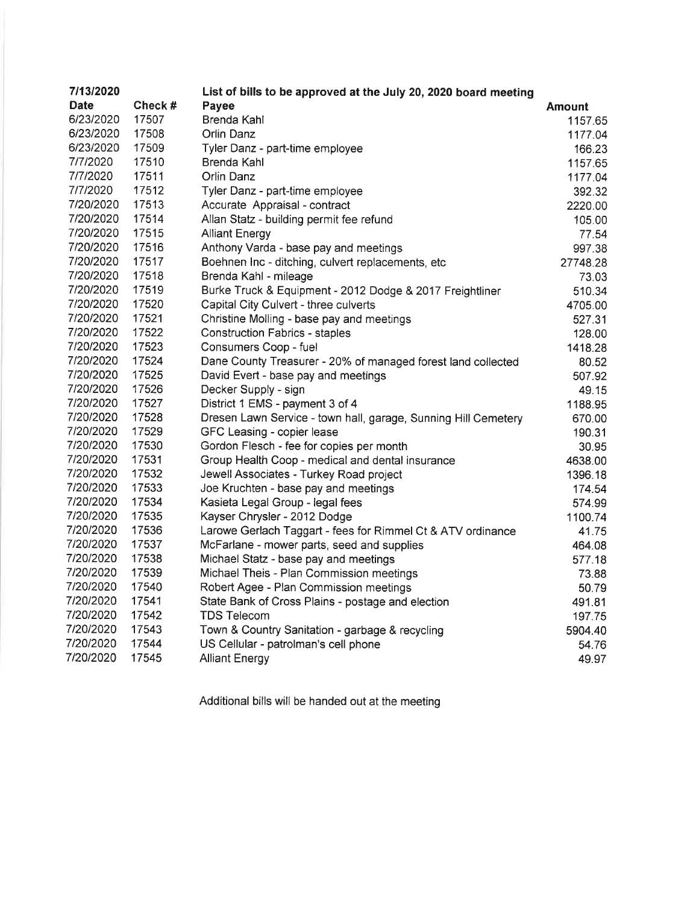**7/13/2020** **List of bills to be approved at the July 20, 2020 board meeting**

| Date | Check # | Payee | Amount |
|---|---|---|---|
| 6/23/2020 | 17507 | Brenda Kahl | 1157.65 |
| 6/23/2020 | 17508 | Orlin Danz | 1177.04 |
| 6/23/2020 | 17509 | Tyler Danz - part-time employee | 166.23 |
| 7/7/2020 | 17510 | Brenda Kahl | 1157.65 |
| 7/7/2020 | 17511 | Orlin Danz | 1177.04 |
| 7/7/2020 | 17512 | Tyler Danz - part-time employee | 392.32 |
| 7/20/2020 | 17513 | Accurate Appraisal - contract | 2220.00 |
| 7/20/2020 | 17514 | Allan Statz - building permit fee refund | 105.00 |
| 7/20/2020 | 17515 | Alliant Energy | 77.54 |
| 7/20/2020 | 17516 | Anthony Varda - base pay and meetings | 997.38 |
| 7/20/2020 | 17517 | Boehnen Inc - ditching, culvert replacements, etc | 27748.28 |
| 7/20/2020 | 17518 | Brenda Kahl - mileage | 73.03 |
| 7/20/2020 | 17519 | Burke Truck & Equipment - 2012 Dodge & 2017 Freightliner | 510.34 |
| 7/20/2020 | 17520 | Capital City Culvert - three culverts | 4705.00 |
| 7/20/2020 | 17521 | Christine Molling - base pay and meetings | 527.31 |
| 7/20/2020 | 17522 | Construction Fabrics - staples | 128.00 |
| 7/20/2020 | 17523 | Consumers Coop - fuel | 1418.28 |
| 7/20/2020 | 17524 | Dane County Treasurer - 20% of managed forest land collected | 80.52 |
| 7/20/2020 | 17525 | David Evert - base pay and meetings | 507.92 |
| 7/20/2020 | 17526 | Decker Supply - sign | 49.15 |
| 7/20/2020 | 17527 | District 1 EMS - payment 3 of 4 | 1188.95 |
| 7/20/2020 | 17528 | Dresen Lawn Service - town hall, garage, Sunning Hill Cemetery | 670.00 |
| 7/20/2020 | 17529 | GFC Leasing - copier lease | 190.31 |
| 7/20/2020 | 17530 | Gordon Flesch - fee for copies per month | 30.95 |
| 7/20/2020 | 17531 | Group Health Coop - medical and dental insurance | 4638.00 |
| 7/20/2020 | 17532 | Jewell Associates - Turkey Road project | 1396.18 |
| 7/20/2020 | 17533 | Joe Kruchten - base pay and meetings | 174.54 |
| 7/20/2020 | 17534 | Kasieta Legal Group - legal fees | 574.99 |
| 7/20/2020 | 17535 | Kayser Chrysler - 2012 Dodge | 1100.74 |
| 7/20/2020 | 17536 | Larowe Gerlach Taggart - fees for Rimmel Ct & ATV ordinance | 41.75 |
| 7/20/2020 | 17537 | McFarlane - mower parts, seed and supplies | 464.08 |
| 7/20/2020 | 17538 | Michael Statz - base pay and meetings | 577.18 |
| 7/20/2020 | 17539 | Michael Theis - Plan Commission meetings | 73.88 |
| 7/20/2020 | 17540 | Robert Agee - Plan Commission meetings | 50.79 |
| 7/20/2020 | 17541 | State Bank of Cross Plains - postage and election | 491.81 |
| 7/20/2020 | 17542 | TDS Telecom | 197.75 |
| 7/20/2020 | 17543 | Town & Country Sanitation - garbage & recycling | 5904.40 |
| 7/20/2020 | 17544 | US Cellular - patrolman's cell phone | 54.76 |
| 7/20/2020 | 17545 | Alliant Energy | 49.97 |

Additional bills will be handed out at the meeting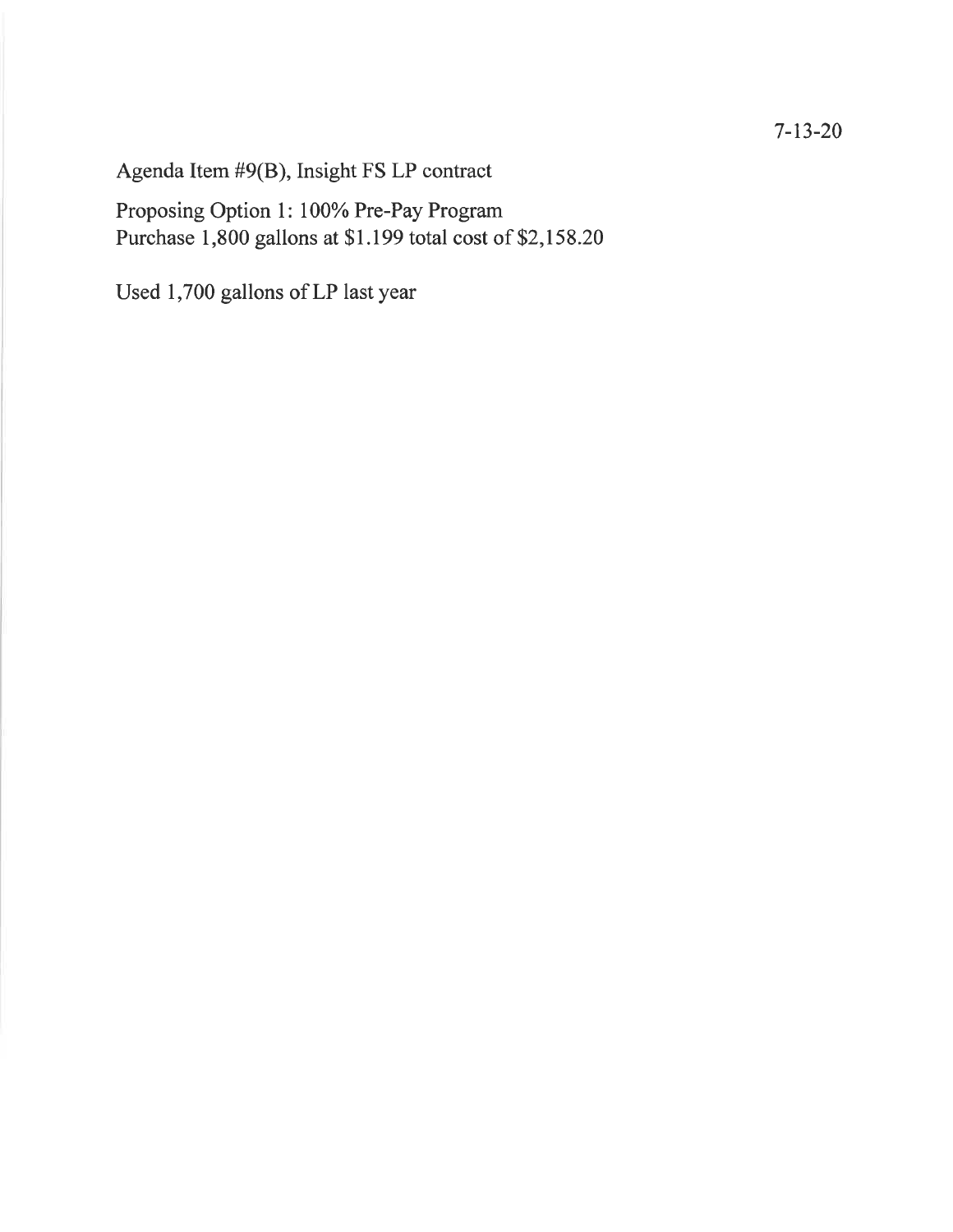7-13-20

Agenda Item #9(B), Insight FS LP contract

Proposing Option 1: 100% Pre-Pay Program
Purchase 1,800 gallons at $1.199 total cost of $2,158.20

Used 1,700 gallons of LP last year